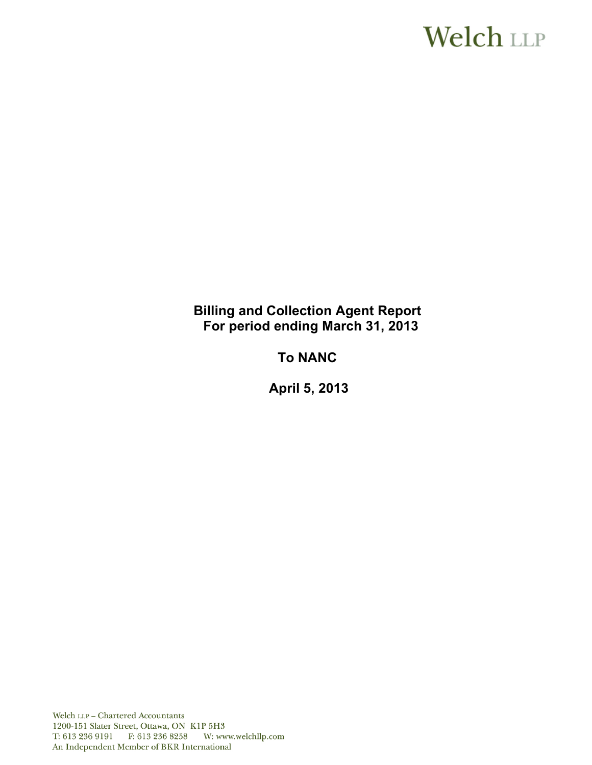Welch LLP

**Billing and Collection Agent Report**
**For period ending March 31, 2013**

**To NANC**

**April 5, 2013**

Welch LLP – Chartered Accountants
1200-151 Slater Street, Ottawa, ON K1P 5H3
T: 613 236 9191 F: 613 236 8258 W: www.welchllp.com
An Independent Member of BKR International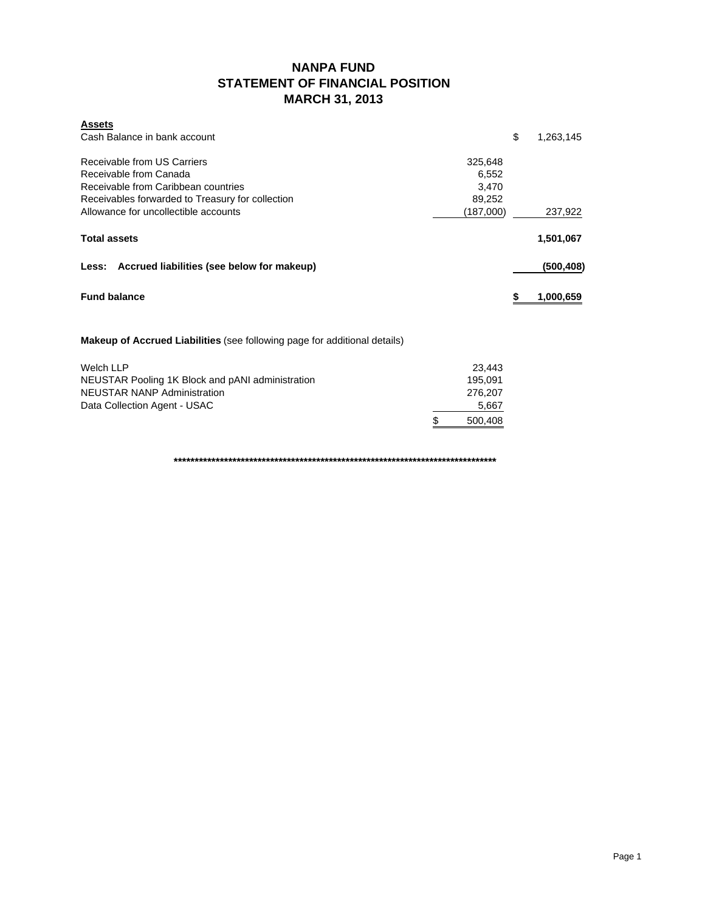# NANPA FUND
## STATEMENT OF FINANCIAL POSITION
## MARCH 31, 2013

| **Assets** | | | |
|---|---|---|---|
| Cash Balance in bank account | | $ | 1,263,145 |
| | | | |
| Receivable from US Carriers | 325,648 | | |
| Receivable from Canada | 6,552 | | |
| Receivable from Caribbean countries | 3,470 | | |
| Receivables forwarded to Treasury for collection | 89,252 | | |
| Allowance for uncollectible accounts | (187,000) | | 237,922 |
| | | | |
| **Total assets** | | | **1,501,067** |
| | | | |
| **Less: Accrued liabilities (see below for makeup)** | | | **(500,408)** |
| | | | |
| **Fund balance** | | **$** | **1,000,659** |

**Makeup of Accrued Liabilities** (see following page for additional details)

| | | |
|---|---|---|
| Welch LLP | | 23,443 |
| NEUSTAR Pooling 1K Block and pANI administration | | 195,091 |
| NEUSTAR NANP Administration | | 276,207 |
| Data Collection Agent - USAC | | 5,667 |
| | $ | 500,408 |

**********************************************************************************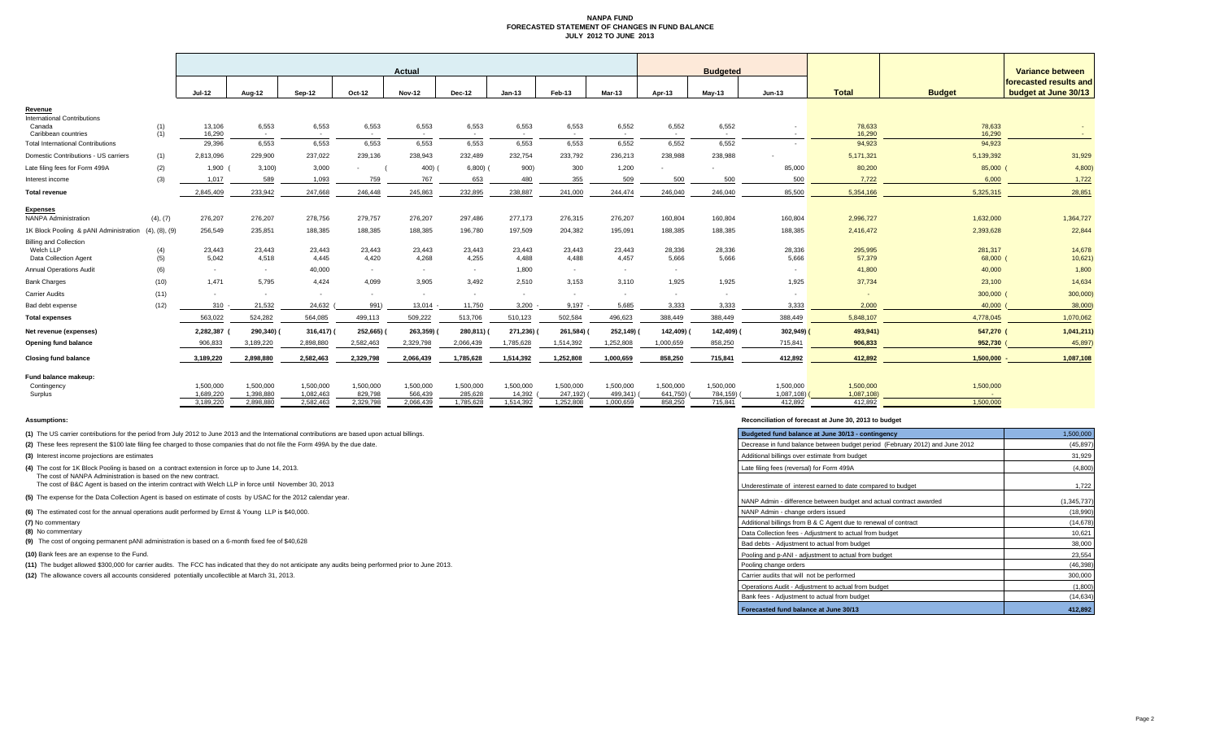# NANPA FUND
## FORECASTED STATEMENT OF CHANGES IN FUND BALANCE
### JULY 2012 TO JUNE 2013

| | | Actual | | | | | | | | | Budgeted | | | | | Variance between forecasted results and budget at June 30/13 |
|---|---|---|---|---|---|---|---|---|---|---|---|---|---|---|---|---|
| | | Jul-12 | Aug-12 | Sep-12 | Oct-12 | Nov-12 | Dec-12 | Jan-13 | Feb-13 | Mar-13 | Apr-13 | May-13 | Jun-13 | Total | Budget | |
| **Revenue** | | | | | | | | | | | | | | | | |
| International Contributions | | | | | | | | | | | | | | | | |
| Canada | (1) | 13,106 | 6,553 | 6,553 | 6,553 | 6,553 | 6,553 | 6,553 | 6,553 | 6,552 | 6,552 | 6,552 | - | 78,633 | 78,633 | - |
| Caribbean countries | (1) | 16,290 | - | - | - | - | - | - | - | - | - | - | - | 16,290 | 16,290 | - |
| Total International Contributions | | 29,396 | 6,553 | 6,553 | 6,553 | 6,553 | 6,553 | 6,553 | 6,553 | 6,552 | 6,552 | 6,552 | - | 94,923 | 94,923 | - |
| Domestic Contributions - US carriers | (1) | 2,813,096 | 229,900 | 237,022 | 239,136 | 238,943 | 232,489 | 232,754 | 233,792 | 236,213 | 238,988 | 238,988 | - | 5,171,321 | 5,139,392 | 31,929 |
| Late filing fees for Form 499A | (2) | 1,900 | (3,100) | 3,000 | - | (400) | (6,800) | (900) | 300 | 1,200 | - | - | 85,000 | 80,200 | 85,000 | (4,800) |
| Interest income | (3) | 1,017 | 589 | 1,093 | 759 | 767 | 653 | 480 | 355 | 509 | 500 | 500 | 500 | 7,722 | 6,000 | 1,722 |
| **Total revenue** | | 2,845,409 | 233,942 | 247,668 | 246,448 | 245,863 | 232,895 | 238,887 | 241,000 | 244,474 | 246,040 | 246,040 | 85,500 | 5,354,166 | 5,325,315 | 28,851 |
| **Expenses** | | | | | | | | | | | | | | | | |
| NANPA Administration | (4), (7) | 276,207 | 276,207 | 278,756 | 279,757 | 276,207 | 297,486 | 277,173 | 276,315 | 276,207 | 160,804 | 160,804 | 160,804 | 2,996,727 | 1,632,000 | 1,364,727 |
| 1K Block Pooling & pANI Administration | (4), (8), (9) | 256,549 | 235,851 | 188,385 | 188,385 | 188,385 | 196,780 | 197,509 | 204,382 | 195,091 | 188,385 | 188,385 | 188,385 | 2,416,472 | 2,393,628 | 22,844 |
| Billing and Collection | | | | | | | | | | | | | | | | |
| Welch LLP | (4) | 23,443 | 23,443 | 23,443 | 23,443 | 23,443 | 23,443 | 23,443 | 23,443 | 23,443 | 28,336 | 28,336 | 28,336 | 295,995 | 281,317 | 14,678 |
| Data Collection Agent | (5) | 5,042 | 4,518 | 4,445 | 4,420 | 4,268 | 4,255 | 4,488 | 4,488 | 4,457 | 5,666 | 5,666 | 5,666 | 57,379 | 68,000 | (10,621) |
| Annual Operations Audit | (6) | - | - | 40,000 | - | - | - | 1,800 | - | - | - | - | - | 41,800 | 40,000 | 1,800 |
| Bank Charges | (10) | 1,471 | 5,795 | 4,424 | 4,099 | 3,905 | 3,492 | 2,510 | 3,153 | 3,110 | 1,925 | 1,925 | 1,925 | 37,734 | 23,100 | 14,634 |
| Carrier Audits | (11) | - | - | - | - | - | - | - | - | - | - | - | - | - | 300,000 | (300,000) |
| Bad debt expense | (12) | 310 | 21,532 | 24,632 | (991) | 13,014 | 11,750 | 3,200 | 9,197 | 5,685 | 3,333 | 3,333 | 3,333 | 2,000 | 40,000 | (38,000) |
| **Total expenses** | | 563,022 | 524,282 | 564,085 | 499,113 | 509,222 | 513,706 | 510,123 | 502,584 | 496,623 | 388,449 | 388,449 | 388,449 | 5,848,107 | 4,778,045 | 1,070,062 |
| **Net revenue (expenses)** | | 2,282,387 | (290,340) | (316,417) | (252,665) | (263,359) | (280,811) | (271,236) | (261,584) | (252,149) | (142,409) | (142,409) | (302,949) | (493,941) | 547,270 | (1,041,211) |
| **Opening fund balance** | | 906,833 | 3,189,220 | 2,898,880 | 2,582,463 | 2,329,798 | 2,066,439 | 1,785,628 | 1,514,392 | 1,252,808 | 1,000,659 | 858,250 | 715,841 | 906,833 | 952,730 | (45,897) |
| **Closing fund balance** | | 3,189,220 | 2,898,880 | 2,582,463 | 2,329,798 | 2,066,439 | 1,785,628 | 1,514,392 | 1,252,808 | 1,000,659 | 858,250 | 715,841 | 412,892 | 412,892 | 1,500,000 | 1,087,108 |
| **Fund balance makeup:** | | | | | | | | | | | | | | | | |
| Contingency | | 1,500,000 | 1,500,000 | 1,500,000 | 1,500,000 | 1,500,000 | 1,500,000 | 1,500,000 | 1,500,000 | 1,500,000 | 1,500,000 | 1,500,000 | 1,500,000 | 1,500,000 | 1,500,000 | |
| Surplus | | 1,689,220 | 1,398,880 | 1,082,463 | 829,798 | 566,439 | 285,628 | 14,392 | (247,192) | (499,341) | (641,750) | (784,159) | (1,087,108) | (1,087,108) | - | |
| | | 3,189,220 | 2,898,880 | 2,582,463 | 2,329,798 | 2,066,439 | 1,785,628 | 1,514,392 | 1,252,808 | 1,000,659 | 858,250 | 715,841 | 412,892 | 412,892 | 1,500,000 | |

**Assumptions:**

**(1)** The US carrier contributions for the period from July 2012 to June 2013 and the International contributions are based upon actual billings.

**(2)** These fees represent the $100 late filing fee charged to those companies that do not file the Form 499A by the due date.

**(3)** Interest income projections are estimates

**(4)** The cost for 1K Block Pooling is based on a contract extension in force up to June 14, 2013.
The cost of NANPA Administration is based on the new contract.
The cost of B&C Agent is based on the interim contract with Welch LLP in force until November 30, 2013

**(5)** The expense for the Data Collection Agent is based on estimate of costs by USAC for the 2012 calendar year.

**(6)** The estimated cost for the annual operations audit performed by Ernst & Young LLP is $40,000.

**(7)** No commentary

**(8)** No commentary

**(9)** The cost of ongoing permanent pANI administration is based on a 6-month fixed fee of $40,628

**(10)** Bank fees are an expense to the Fund.

**(11)** The budget allowed $300,000 for carrier audits. The FCC has indicated that they do not anticipate any audits being performed prior to June 2013.

**(12)** The allowance covers all accounts considered potentially uncollectible at March 31, 2013.

**Reconciliation of forecast at June 30, 2013 to budget**

| Item | Amount |
|---|---|
| **Budgeted fund balance at June 30/13 - contingency** | 1,500,000 |
| Decrease in fund balance between budget period (February 2012) and June 2012 | (45,897) |
| Additional billings over estimate from budget | 31,929 |
| Late filing fees (reversal) for Form 499A | (4,800) |
| Underestimate of interest earned to date compared to budget | 1,722 |
| NANP Admin - difference between budget and actual contract awarded | (1,345,737) |
| NANP Admin - change orders issued | (18,990) |
| Additional billings from B & C Agent due to renewal of contract | (14,678) |
| Data Collection fees - Adjustment to actual from budget | 10,621 |
| Bad debts - Adjustment to actual from budget | 38,000 |
| Pooling and p-ANI - adjustment to actual from budget | 23,554 |
| Pooling change orders | (46,398) |
| Carrier audits that will not be performed | 300,000 |
| Operations Audit - Adjustment to actual from budget | (1,800) |
| Bank fees - Adjustment to actual from budget | (14,634) |
| **Forecasted fund balance at June 30/13** | **412,892** |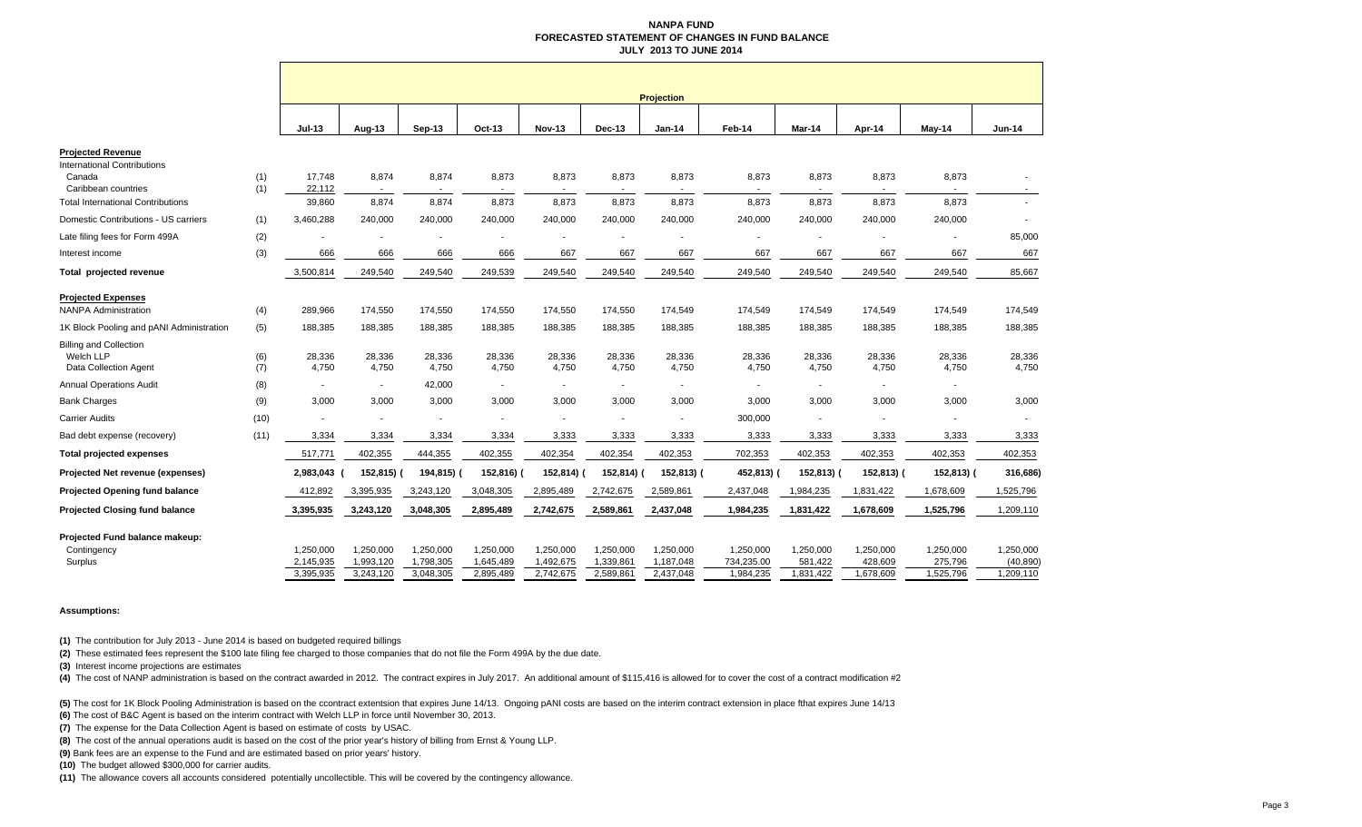# NANPA FUND
## FORECASTED STATEMENT OF CHANGES IN FUND BALANCE
### JULY 2013 TO JUNE 2014

| | | Projection | | | | | | | | | | | |
|---|---|---|---|---|---|---|---|---|---|---|---|---|---|
| | | Jul-13 | Aug-13 | Sep-13 | Oct-13 | Nov-13 | Dec-13 | Jan-14 | Feb-14 | Mar-14 | Apr-14 | May-14 | Jun-14 |
| **Projected Revenue** | | | | | | | | | | | | | |
| International Contributions | | | | | | | | | | | | | |
| Canada | (1) | 17,748 | 8,874 | 8,874 | 8,873 | 8,873 | 8,873 | 8,873 | 8,873 | 8,873 | 8,873 | 8,873 | - |
| Caribbean countries | (1) | 22,112 | - | - | - | - | - | - | - | - | - | - | - |
| Total International Contributions | | 39,860 | 8,874 | 8,874 | 8,873 | 8,873 | 8,873 | 8,873 | 8,873 | 8,873 | 8,873 | 8,873 | - |
| Domestic Contributions - US carriers | (1) | 3,460,288 | 240,000 | 240,000 | 240,000 | 240,000 | 240,000 | 240,000 | 240,000 | 240,000 | 240,000 | 240,000 | - |
| Late filing fees for Form 499A | (2) | - | - | - | - | - | - | - | - | - | - | - | 85,000 |
| Interest income | (3) | 666 | 666 | 666 | 666 | 667 | 667 | 667 | 667 | 667 | 667 | 667 | 667 |
| **Total projected revenue** | | 3,500,814 | 249,540 | 249,540 | 249,539 | 249,540 | 249,540 | 249,540 | 249,540 | 249,540 | 249,540 | 249,540 | 85,667 |
| **Projected Expenses** | | | | | | | | | | | | | |
| NANPA Administration | (4) | 289,966 | 174,550 | 174,550 | 174,550 | 174,550 | 174,550 | 174,549 | 174,549 | 174,549 | 174,549 | 174,549 | 174,549 |
| 1K Block Pooling and pANI Administration | (5) | 188,385 | 188,385 | 188,385 | 188,385 | 188,385 | 188,385 | 188,385 | 188,385 | 188,385 | 188,385 | 188,385 | 188,385 |
| Billing and Collection | | | | | | | | | | | | | |
| Welch LLP | (6) | 28,336 | 28,336 | 28,336 | 28,336 | 28,336 | 28,336 | 28,336 | 28,336 | 28,336 | 28,336 | 28,336 | 28,336 |
| Data Collection Agent | (7) | 4,750 | 4,750 | 4,750 | 4,750 | 4,750 | 4,750 | 4,750 | 4,750 | 4,750 | 4,750 | 4,750 | 4,750 |
| Annual Operations Audit | (8) | - | - | 42,000 | - | - | - | - | - | - | - | - | |
| Bank Charges | (9) | 3,000 | 3,000 | 3,000 | 3,000 | 3,000 | 3,000 | 3,000 | 3,000 | 3,000 | 3,000 | 3,000 | 3,000 |
| Carrier Audits | (10) | - | - | - | - | - | - | - | 300,000 | - | - | - | - |
| Bad debt expense (recovery) | (11) | 3,334 | 3,334 | 3,334 | 3,334 | 3,333 | 3,333 | 3,333 | 3,333 | 3,333 | 3,333 | 3,333 | 3,333 |
| **Total projected expenses** | | 517,771 | 402,355 | 444,355 | 402,355 | 402,354 | 402,354 | 402,353 | 702,353 | 402,353 | 402,353 | 402,353 | 402,353 |
| **Projected Net revenue (expenses)** | | 2,983,043 | (152,815) | (194,815) | (152,816) | (152,814) | (152,814) | (152,813) | (452,813) | (152,813) | (152,813) | (152,813) | (316,686) |
| **Projected Opening fund balance** | | 412,892 | 3,395,935 | 3,243,120 | 3,048,305 | 2,895,489 | 2,742,675 | 2,589,861 | 2,437,048 | 1,984,235 | 1,831,422 | 1,678,609 | 1,525,796 |
| **Projected Closing fund balance** | | 3,395,935 | 3,243,120 | 3,048,305 | 2,895,489 | 2,742,675 | 2,589,861 | 2,437,048 | 1,984,235 | 1,831,422 | 1,678,609 | 1,525,796 | 1,209,110 |
| **Projected Fund balance makeup:** | | | | | | | | | | | | | |
| Contingency | | 1,250,000 | 1,250,000 | 1,250,000 | 1,250,000 | 1,250,000 | 1,250,000 | 1,250,000 | 1,250,000 | 1,250,000 | 1,250,000 | 1,250,000 | 1,250,000 |
| Surplus | | 2,145,935 | 1,993,120 | 1,798,305 | 1,645,489 | 1,492,675 | 1,339,861 | 1,187,048 | 734,235.00 | 581,422 | 428,609 | 275,796 | (40,890) |
| | | 3,395,935 | 3,243,120 | 3,048,305 | 2,895,489 | 2,742,675 | 2,589,861 | 2,437,048 | 1,984,235 | 1,831,422 | 1,678,609 | 1,525,796 | 1,209,110 |

**Assumptions:**

**(1)** The contribution for July 2013 - June 2014 is based on budgeted required billings

**(2)** These estimated fees represent the $100 late filing fee charged to those companies that do not file the Form 499A by the due date.

**(3)** Interest income projections are estimates

**(4)** The cost of NANP administration is based on the contract awarded in 2012. The contract expires in July 2017. An additional amount of $115,416 is allowed for to cover the cost of a contract modification #2

**(5)** The cost for 1K Block Pooling Administration is based on the ccontract extentsion that expires June 14/13. Ongoing pANI costs are based on the interim contract extension in place fthat expires June 14/13

**(6)** The cost of B&C Agent is based on the interim contract with Welch LLP in force until November 30, 2013.

**(7)** The expense for the Data Collection Agent is based on estimate of costs by USAC.

**(8)** The cost of the annual operations audit is based on the cost of the prior year's history of billing from Ernst & Young LLP.

**(9)** Bank fees are an expense to the Fund and are estimated based on prior years' history.

**(10)** The budget allowed $300,000 for carrier audits.

**(11)** The allowance covers all accounts considered potentially uncollectible. This will be covered by the contingency allowance.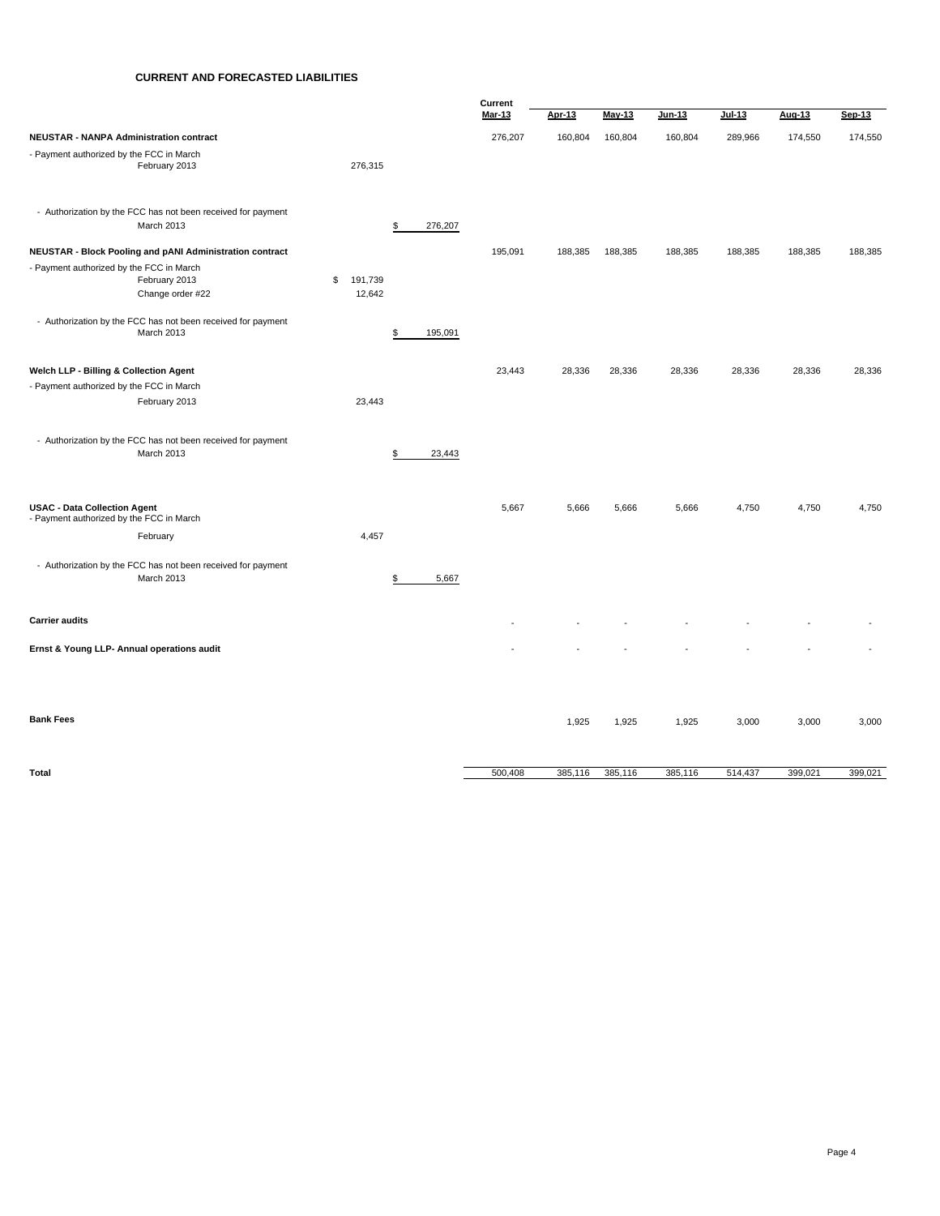## CURRENT AND FORECASTED LIABILITIES

| | | | Current Mar-13 | Apr-13 | May-13 | Jun-13 | Jul-13 | Aug-13 | Sep-13 |
|---|---|---|---|---|---|---|---|---|---|
| **NEUSTAR - NANPA Administration contract** | | | 276,207 | 160,804 | 160,804 | 160,804 | 289,966 | 174,550 | 174,550 |
| - Payment authorized by the FCC in March | | | | | | | | | |
| February 2013 | 276,315 | | | | | | | | |
| - Authorization by the FCC has not been received for payment | | | | | | | | | |
| March 2013 | | $ 276,207 | | | | | | | |
| **NEUSTAR - Block Pooling and pANI Administration contract** | | | 195,091 | 188,385 | 188,385 | 188,385 | 188,385 | 188,385 | 188,385 |
| - Payment authorized by the FCC in March | | | | | | | | | |
| February 2013 | $ 191,739 | | | | | | | | |
| Change order #22 | 12,642 | | | | | | | | |
| - Authorization by the FCC has not been received for payment | | | | | | | | | |
| March 2013 | | $ 195,091 | | | | | | | |
| **Welch LLP - Billing & Collection Agent** | | | 23,443 | 28,336 | 28,336 | 28,336 | 28,336 | 28,336 | 28,336 |
| - Payment authorized by the FCC in March | | | | | | | | | |
| February 2013 | 23,443 | | | | | | | | |
| - Authorization by the FCC has not been received for payment | | | | | | | | | |
| March 2013 | | $ 23,443 | | | | | | | |
| **USAC - Data Collection Agent** | | | 5,667 | 5,666 | 5,666 | 5,666 | 4,750 | 4,750 | 4,750 |
| - Payment authorized by the FCC in March | | | | | | | | | |
| February | 4,457 | | | | | | | | |
| - Authorization by the FCC has not been received for payment | | | | | | | | | |
| March 2013 | | $ 5,667 | | | | | | | |
| **Carrier audits** | | | - | - | - | - | - | - | - |
| **Ernst & Young LLP- Annual operations audit** | | | - | - | - | - | - | - | - |
| **Bank Fees** | | | | 1,925 | 1,925 | 1,925 | 3,000 | 3,000 | 3,000 |
| **Total** | | | 500,408 | 385,116 | 385,116 | 385,116 | 514,437 | 399,021 | 399,021 |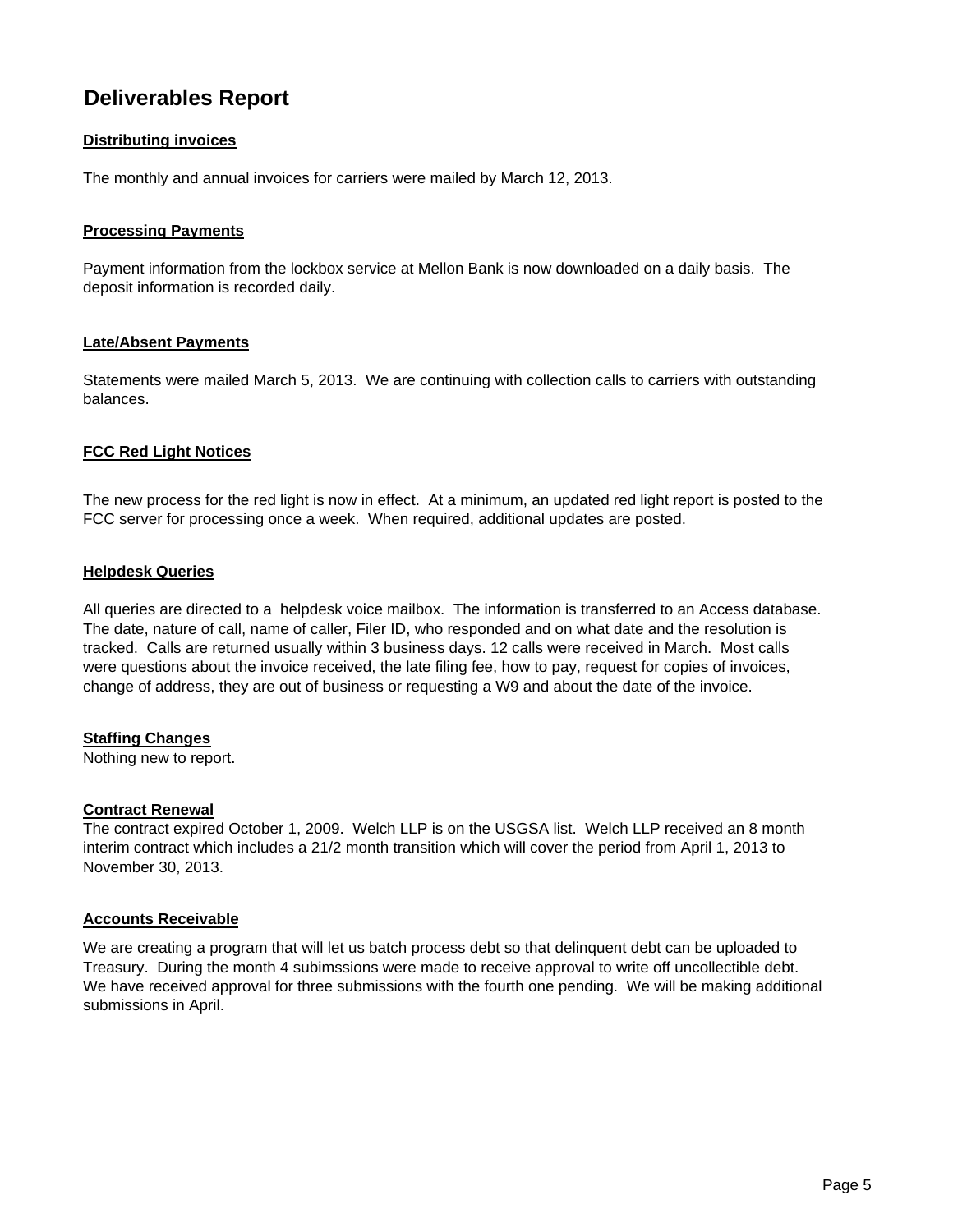# Deliverables Report

**Distributing invoices**

The monthly and annual invoices for carriers were mailed by March 12, 2013.

**Processing Payments**

Payment information from the lockbox service at Mellon Bank is now downloaded on a daily basis. The deposit information is recorded daily.

**Late/Absent Payments**

Statements were mailed March 5, 2013. We are continuing with collection calls to carriers with outstanding balances.

**FCC Red Light Notices**

The new process for the red light is now in effect. At a minimum, an updated red light report is posted to the FCC server for processing once a week. When required, additional updates are posted.

**Helpdesk Queries**

All queries are directed to a helpdesk voice mailbox. The information is transferred to an Access database. The date, nature of call, name of caller, Filer ID, who responded and on what date and the resolution is tracked. Calls are returned usually within 3 business days. 12 calls were received in March. Most calls were questions about the invoice received, the late filing fee, how to pay, request for copies of invoices, change of address, they are out of business or requesting a W9 and about the date of the invoice.

**Staffing Changes**

Nothing new to report.

**Contract Renewal**

The contract expired October 1, 2009. Welch LLP is on the USGSA list. Welch LLP received an 8 month interim contract which includes a 21/2 month transition which will cover the period from April 1, 2013 to November 30, 2013.

**Accounts Receivable**

We are creating a program that will let us batch process debt so that delinquent debt can be uploaded to Treasury. During the month 4 subimssions were made to receive approval to write off uncollectible debt. We have received approval for three submissions with the fourth one pending. We will be making additional submissions in April.